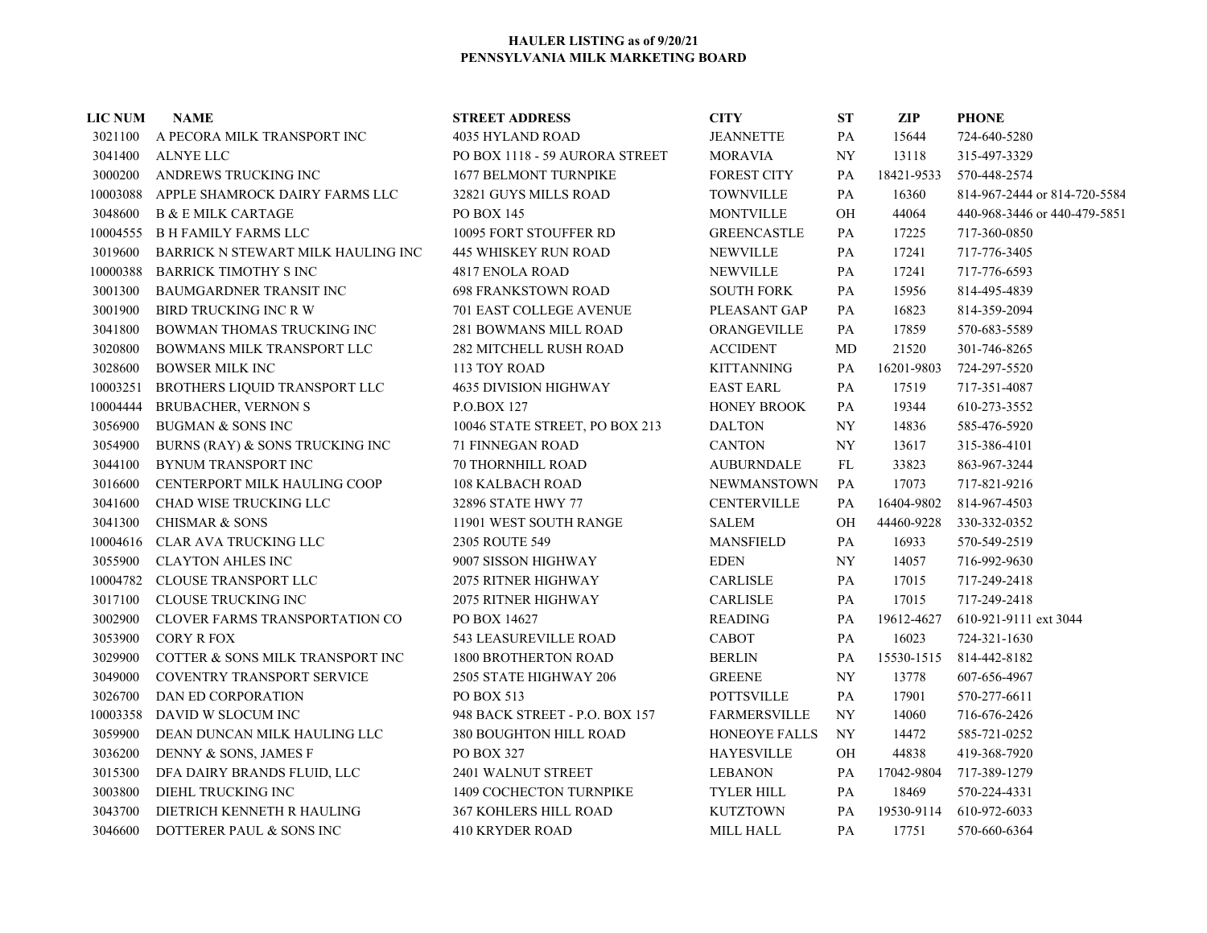# HAULER LISTING as of 9/20/21
## PENNSYLVANIA MILK MARKETING BOARD

| LIC NUM | NAME | STREET ADDRESS | CITY | ST | ZIP | PHONE |
|---|---|---|---|---|---|---|
| 3021100 | A PECORA MILK TRANSPORT INC | 4035 HYLAND ROAD | JEANNETTE | PA | 15644 | 724-640-5280 |
| 3041400 | ALNYE LLC | PO BOX 1118 - 59 AURORA STREET | MORAVIA | NY | 13118 | 315-497-3329 |
| 3000200 | ANDREWS TRUCKING INC | 1677 BELMONT TURNPIKE | FOREST CITY | PA | 18421-9533 | 570-448-2574 |
| 10003088 | APPLE SHAMROCK DAIRY FARMS LLC | 32821 GUYS MILLS ROAD | TOWNVILLE | PA | 16360 | 814-967-2444 or 814-720-5584 |
| 3048600 | B & E MILK CARTAGE | PO BOX 145 | MONTVILLE | OH | 44064 | 440-968-3446 or 440-479-5851 |
| 10004555 | B H FAMILY FARMS LLC | 10095 FORT STOUFFER RD | GREENCASTLE | PA | 17225 | 717-360-0850 |
| 3019600 | BARRICK N STEWART MILK HAULING INC | 445 WHISKEY RUN ROAD | NEWVILLE | PA | 17241 | 717-776-3405 |
| 10000388 | BARRICK TIMOTHY S INC | 4817 ENOLA ROAD | NEWVILLE | PA | 17241 | 717-776-6593 |
| 3001300 | BAUMGARDNER TRANSIT INC | 698 FRANKSTOWN ROAD | SOUTH FORK | PA | 15956 | 814-495-4839 |
| 3001900 | BIRD TRUCKING INC R W | 701 EAST COLLEGE AVENUE | PLEASANT GAP | PA | 16823 | 814-359-2094 |
| 3041800 | BOWMAN THOMAS TRUCKING INC | 281 BOWMANS MILL ROAD | ORANGEVILLE | PA | 17859 | 570-683-5589 |
| 3020800 | BOWMANS MILK TRANSPORT LLC | 282 MITCHELL RUSH ROAD | ACCIDENT | MD | 21520 | 301-746-8265 |
| 3028600 | BOWSER MILK INC | 113 TOY ROAD | KITTANNING | PA | 16201-9803 | 724-297-5520 |
| 10003251 | BROTHERS LIQUID TRANSPORT LLC | 4635 DIVISION HIGHWAY | EAST EARL | PA | 17519 | 717-351-4087 |
| 10004444 | BRUBACHER, VERNON S | P.O.BOX 127 | HONEY BROOK | PA | 19344 | 610-273-3552 |
| 3056900 | BUGMAN & SONS INC | 10046 STATE STREET, PO BOX 213 | DALTON | NY | 14836 | 585-476-5920 |
| 3054900 | BURNS (RAY) & SONS TRUCKING INC | 71 FINNEGAN ROAD | CANTON | NY | 13617 | 315-386-4101 |
| 3044100 | BYNUM TRANSPORT INC | 70 THORNHILL ROAD | AUBURNDALE | FL | 33823 | 863-967-3244 |
| 3016600 | CENTERPORT MILK HAULING COOP | 108 KALBACH ROAD | NEWMANSTOWN | PA | 17073 | 717-821-9216 |
| 3041600 | CHAD WISE TRUCKING LLC | 32896 STATE HWY 77 | CENTERVILLE | PA | 16404-9802 | 814-967-4503 |
| 3041300 | CHISMAR & SONS | 11901 WEST SOUTH RANGE | SALEM | OH | 44460-9228 | 330-332-0352 |
| 10004616 | CLAR AVA TRUCKING LLC | 2305 ROUTE 549 | MANSFIELD | PA | 16933 | 570-549-2519 |
| 3055900 | CLAYTON AHLES INC | 9007 SISSON HIGHWAY | EDEN | NY | 14057 | 716-992-9630 |
| 10004782 | CLOUSE TRANSPORT LLC | 2075 RITNER HIGHWAY | CARLISLE | PA | 17015 | 717-249-2418 |
| 3017100 | CLOUSE TRUCKING INC | 2075 RITNER HIGHWAY | CARLISLE | PA | 17015 | 717-249-2418 |
| 3002900 | CLOVER FARMS TRANSPORTATION CO | PO BOX 14627 | READING | PA | 19612-4627 | 610-921-9111 ext 3044 |
| 3053900 | CORY R FOX | 543 LEASUREVILLE ROAD | CABOT | PA | 16023 | 724-321-1630 |
| 3029900 | COTTER & SONS MILK TRANSPORT INC | 1800 BROTHERTON ROAD | BERLIN | PA | 15530-1515 | 814-442-8182 |
| 3049000 | COVENTRY TRANSPORT SERVICE | 2505 STATE HIGHWAY 206 | GREENE | NY | 13778 | 607-656-4967 |
| 3026700 | DAN ED CORPORATION | PO BOX 513 | POTTSVILLE | PA | 17901 | 570-277-6611 |
| 10003358 | DAVID W SLOCUM INC | 948 BACK STREET - P.O. BOX 157 | FARMERSVILLE | NY | 14060 | 716-676-2426 |
| 3059900 | DEAN DUNCAN MILK HAULING LLC | 380 BOUGHTON HILL ROAD | HONEOYE FALLS | NY | 14472 | 585-721-0252 |
| 3036200 | DENNY & SONS, JAMES F | PO BOX 327 | HAYESVILLE | OH | 44838 | 419-368-7920 |
| 3015300 | DFA DAIRY BRANDS FLUID, LLC | 2401 WALNUT STREET | LEBANON | PA | 17042-9804 | 717-389-1279 |
| 3003800 | DIEHL TRUCKING INC | 1409 COCHECTON TURNPIKE | TYLER HILL | PA | 18469 | 570-224-4331 |
| 3043700 | DIETRICH KENNETH R HAULING | 367 KOHLERS HILL ROAD | KUTZTOWN | PA | 19530-9114 | 610-972-6033 |
| 3046600 | DOTTERER PAUL & SONS INC | 410 KRYDER ROAD | MILL HALL | PA | 17751 | 570-660-6364 |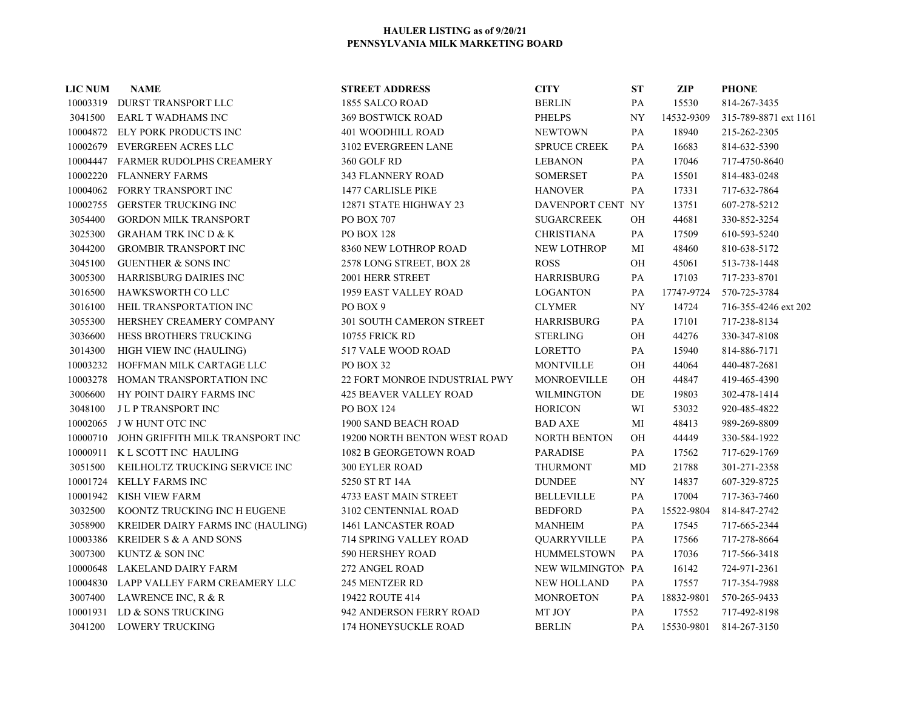**HAULER LISTING as of 9/20/21**
**PENNSYLVANIA MILK MARKETING BOARD**

| LIC NUM | NAME | STREET ADDRESS | CITY | ST | ZIP | PHONE |
|---|---|---|---|---|---|---|
| 10003319 | DURST TRANSPORT LLC | 1855 SALCO ROAD | BERLIN | PA | 15530 | 814-267-3435 |
| 3041500 | EARL T WADHAMS INC | 369 BOSTWICK ROAD | PHELPS | NY | 14532-9309 | 315-789-8871 ext 1161 |
| 10004872 | ELY PORK PRODUCTS INC | 401 WOODHILL ROAD | NEWTOWN | PA | 18940 | 215-262-2305 |
| 10002679 | EVERGREEN ACRES LLC | 3102 EVERGREEN LANE | SPRUCE CREEK | PA | 16683 | 814-632-5390 |
| 10004447 | FARMER RUDOLPHS CREAMERY | 360 GOLF RD | LEBANON | PA | 17046 | 717-4750-8640 |
| 10002220 | FLANNERY FARMS | 343 FLANNERY ROAD | SOMERSET | PA | 15501 | 814-483-0248 |
| 10004062 | FORRY TRANSPORT INC | 1477 CARLISLE PIKE | HANOVER | PA | 17331 | 717-632-7864 |
| 10002755 | GERSTER TRUCKING INC | 12871 STATE HIGHWAY 23 | DAVENPORT CENT | NY | 13751 | 607-278-5212 |
| 3054400 | GORDON MILK TRANSPORT | PO BOX 707 | SUGARCREEK | OH | 44681 | 330-852-3254 |
| 3025300 | GRAHAM TRK INC D & K | PO BOX 128 | CHRISTIANA | PA | 17509 | 610-593-5240 |
| 3044200 | GROMBIR TRANSPORT INC | 8360 NEW LOTHROP ROAD | NEW LOTHROP | MI | 48460 | 810-638-5172 |
| 3045100 | GUENTHER & SONS INC | 2578 LONG STREET, BOX 28 | ROSS | OH | 45061 | 513-738-1448 |
| 3005300 | HARRISBURG DAIRIES INC | 2001 HERR STREET | HARRISBURG | PA | 17103 | 717-233-8701 |
| 3016500 | HAWKSWORTH CO LLC | 1959 EAST VALLEY ROAD | LOGANTON | PA | 17747-9724 | 570-725-3784 |
| 3016100 | HEIL TRANSPORTATION INC | PO BOX 9 | CLYMER | NY | 14724 | 716-355-4246 ext 202 |
| 3055300 | HERSHEY CREAMERY COMPANY | 301 SOUTH CAMERON STREET | HARRISBURG | PA | 17101 | 717-238-8134 |
| 3036600 | HESS BROTHERS TRUCKING | 10755 FRICK RD | STERLING | OH | 44276 | 330-347-8108 |
| 3014300 | HIGH VIEW INC (HAULING) | 517 VALE WOOD ROAD | LORETTO | PA | 15940 | 814-886-7171 |
| 10003232 | HOFFMAN MILK CARTAGE LLC | PO BOX 32 | MONTVILLE | OH | 44064 | 440-487-2681 |
| 10003278 | HOMAN TRANSPORTATION INC | 22 FORT MONROE INDUSTRIAL PWY | MONROEVILLE | OH | 44847 | 419-465-4390 |
| 3006600 | HY POINT DAIRY FARMS INC | 425 BEAVER VALLEY ROAD | WILMINGTON | DE | 19803 | 302-478-1414 |
| 3048100 | J L P TRANSPORT INC | PO BOX 124 | HORICON | WI | 53032 | 920-485-4822 |
| 10002065 | J W HUNT OTC INC | 1900 SAND BEACH ROAD | BAD AXE | MI | 48413 | 989-269-8809 |
| 10000710 | JOHN GRIFFITH MILK TRANSPORT INC | 19200 NORTH BENTON WEST ROAD | NORTH BENTON | OH | 44449 | 330-584-1922 |
| 10000911 | K L SCOTT INC HAULING | 1082 B GEORGETOWN ROAD | PARADISE | PA | 17562 | 717-629-1769 |
| 3051500 | KEILHOLTZ TRUCKING SERVICE INC | 300 EYLER ROAD | THURMONT | MD | 21788 | 301-271-2358 |
| 10001724 | KELLY FARMS INC | 5250 ST RT 14A | DUNDEE | NY | 14837 | 607-329-8725 |
| 10001942 | KISH VIEW FARM | 4733 EAST MAIN STREET | BELLEVILLE | PA | 17004 | 717-363-7460 |
| 3032500 | KOONTZ TRUCKING INC H EUGENE | 3102 CENTENNIAL ROAD | BEDFORD | PA | 15522-9804 | 814-847-2742 |
| 3058900 | KREIDER DAIRY FARMS INC (HAULING) | 1461 LANCASTER ROAD | MANHEIM | PA | 17545 | 717-665-2344 |
| 10003386 | KREIDER S & A AND SONS | 714 SPRING VALLEY ROAD | QUARRYVILLE | PA | 17566 | 717-278-8664 |
| 3007300 | KUNTZ & SON INC | 590 HERSHEY ROAD | HUMMELSTOWN | PA | 17036 | 717-566-3418 |
| 10000648 | LAKELAND DAIRY FARM | 272 ANGEL ROAD | NEW WILMINGTON | PA | 16142 | 724-971-2361 |
| 10004830 | LAPP VALLEY FARM CREAMERY LLC | 245 MENTZER RD | NEW HOLLAND | PA | 17557 | 717-354-7988 |
| 3007400 | LAWRENCE INC, R & R | 19422 ROUTE 414 | MONROETON | PA | 18832-9801 | 570-265-9433 |
| 10001931 | LD & SONS TRUCKING | 942 ANDERSON FERRY ROAD | MT JOY | PA | 17552 | 717-492-8198 |
| 3041200 | LOWERY TRUCKING | 174 HONEYSUCKLE ROAD | BERLIN | PA | 15530-9801 | 814-267-3150 |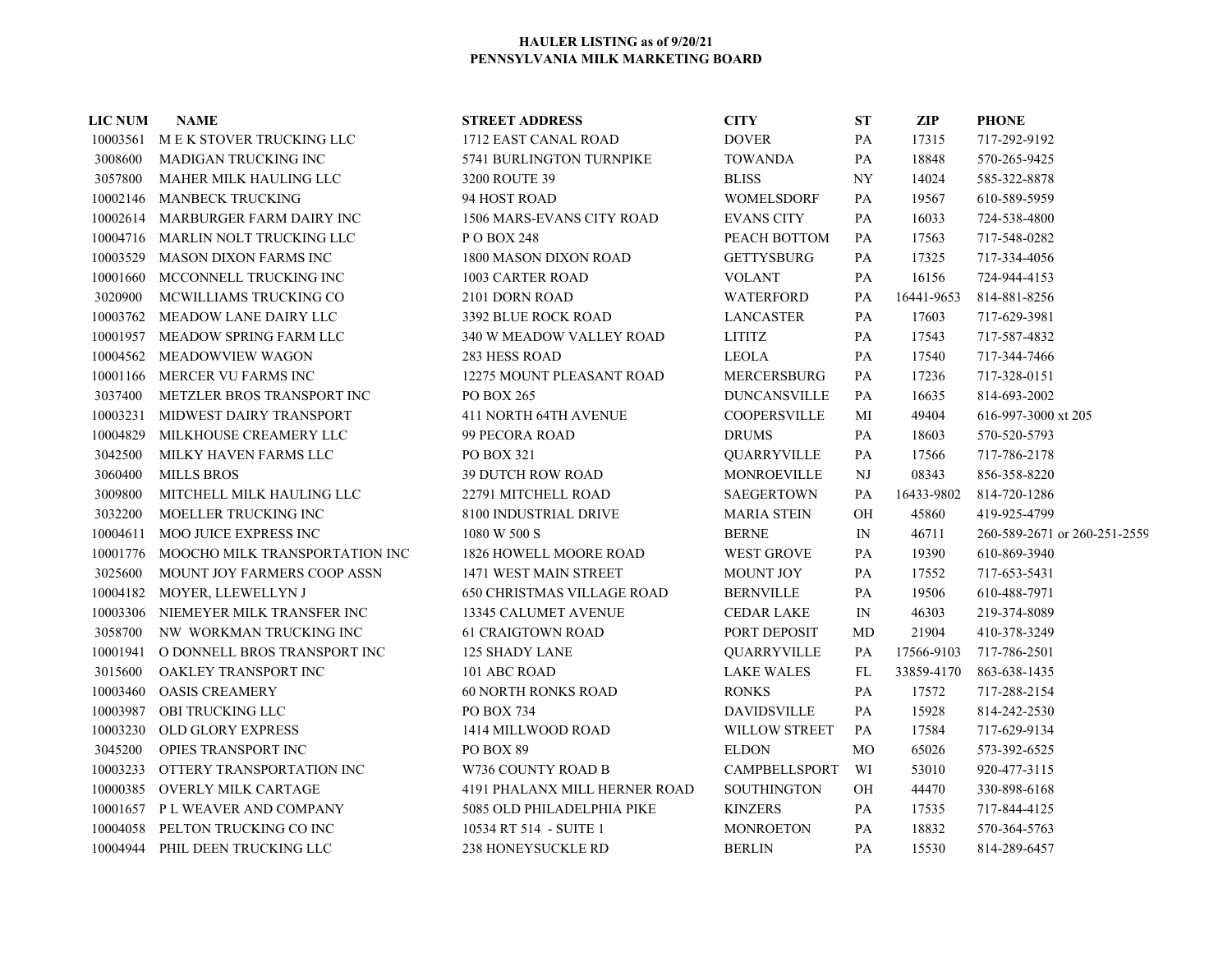**HAULER LISTING as of 9/20/21**
**PENNSYLVANIA MILK MARKETING BOARD**

| LIC NUM | NAME | STREET ADDRESS | CITY | ST | ZIP | PHONE |
|---|---|---|---|---|---|---|
| 10003561 | M E K STOVER TRUCKING LLC | 1712 EAST CANAL ROAD | DOVER | PA | 17315 | 717-292-9192 |
| 3008600 | MADIGAN TRUCKING INC | 5741 BURLINGTON TURNPIKE | TOWANDA | PA | 18848 | 570-265-9425 |
| 3057800 | MAHER MILK HAULING LLC | 3200 ROUTE 39 | BLISS | NY | 14024 | 585-322-8878 |
| 10002146 | MANBECK TRUCKING | 94 HOST ROAD | WOMELSDORF | PA | 19567 | 610-589-5959 |
| 10002614 | MARBURGER FARM DAIRY INC | 1506 MARS-EVANS CITY ROAD | EVANS CITY | PA | 16033 | 724-538-4800 |
| 10004716 | MARLIN NOLT TRUCKING LLC | P O BOX 248 | PEACH BOTTOM | PA | 17563 | 717-548-0282 |
| 10003529 | MASON DIXON FARMS INC | 1800 MASON DIXON ROAD | GETTYSBURG | PA | 17325 | 717-334-4056 |
| 10001660 | MCCONNELL TRUCKING INC | 1003 CARTER ROAD | VOLANT | PA | 16156 | 724-944-4153 |
| 3020900 | MCWILLIAMS TRUCKING CO | 2101 DORN ROAD | WATERFORD | PA | 16441-9653 | 814-881-8256 |
| 10003762 | MEADOW LANE DAIRY LLC | 3392 BLUE ROCK ROAD | LANCASTER | PA | 17603 | 717-629-3981 |
| 10001957 | MEADOW SPRING FARM LLC | 340 W MEADOW VALLEY ROAD | LITITZ | PA | 17543 | 717-587-4832 |
| 10004562 | MEADOWVIEW WAGON | 283 HESS ROAD | LEOLA | PA | 17540 | 717-344-7466 |
| 10001166 | MERCER VU FARMS INC | 12275 MOUNT PLEASANT ROAD | MERCERSBURG | PA | 17236 | 717-328-0151 |
| 3037400 | METZLER BROS TRANSPORT INC | PO BOX 265 | DUNCANSVILLE | PA | 16635 | 814-693-2002 |
| 10003231 | MIDWEST DAIRY TRANSPORT | 411 NORTH 64TH AVENUE | COOPERSVILLE | MI | 49404 | 616-997-3000 xt 205 |
| 10004829 | MILKHOUSE CREAMERY LLC | 99 PECORA ROAD | DRUMS | PA | 18603 | 570-520-5793 |
| 3042500 | MILKY HAVEN FARMS LLC | PO BOX 321 | QUARRYVILLE | PA | 17566 | 717-786-2178 |
| 3060400 | MILLS BROS | 39 DUTCH ROW ROAD | MONROEVILLE | NJ | 08343 | 856-358-8220 |
| 3009800 | MITCHELL MILK HAULING LLC | 22791 MITCHELL ROAD | SAEGERTOWN | PA | 16433-9802 | 814-720-1286 |
| 3032200 | MOELLER TRUCKING INC | 8100 INDUSTRIAL DRIVE | MARIA STEIN | OH | 45860 | 419-925-4799 |
| 10004611 | MOO JUICE EXPRESS INC | 1080 W 500 S | BERNE | IN | 46711 | 260-589-2671 or 260-251-2559 |
| 10001776 | MOOCHO MILK TRANSPORTATION INC | 1826 HOWELL MOORE ROAD | WEST GROVE | PA | 19390 | 610-869-3940 |
| 3025600 | MOUNT JOY FARMERS COOP ASSN | 1471 WEST MAIN STREET | MOUNT JOY | PA | 17552 | 717-653-5431 |
| 10004182 | MOYER, LLEWELLYN J | 650 CHRISTMAS VILLAGE ROAD | BERNVILLE | PA | 19506 | 610-488-7971 |
| 10003306 | NIEMEYER MILK TRANSFER INC | 13345 CALUMET AVENUE | CEDAR LAKE | IN | 46303 | 219-374-8089 |
| 3058700 | NW WORKMAN TRUCKING INC | 61 CRAIGTOWN ROAD | PORT DEPOSIT | MD | 21904 | 410-378-3249 |
| 10001941 | O DONNELL BROS TRANSPORT INC | 125 SHADY LANE | QUARRYVILLE | PA | 17566-9103 | 717-786-2501 |
| 3015600 | OAKLEY TRANSPORT INC | 101 ABC ROAD | LAKE WALES | FL | 33859-4170 | 863-638-1435 |
| 10003460 | OASIS CREAMERY | 60 NORTH RONKS ROAD | RONKS | PA | 17572 | 717-288-2154 |
| 10003987 | OBI TRUCKING LLC | PO BOX 734 | DAVIDSVILLE | PA | 15928 | 814-242-2530 |
| 10003230 | OLD GLORY EXPRESS | 1414 MILLWOOD ROAD | WILLOW STREET | PA | 17584 | 717-629-9134 |
| 3045200 | OPIES TRANSPORT INC | PO BOX 89 | ELDON | MO | 65026 | 573-392-6525 |
| 10003233 | OTTERY TRANSPORTATION INC | W736 COUNTY ROAD B | CAMPBELLSPORT | WI | 53010 | 920-477-3115 |
| 10000385 | OVERLY MILK CARTAGE | 4191 PHALANX MILL HERNER ROAD | SOUTHINGTON | OH | 44470 | 330-898-6168 |
| 10001657 | P L WEAVER AND COMPANY | 5085 OLD PHILADELPHIA PIKE | KINZERS | PA | 17535 | 717-844-4125 |
| 10004058 | PELTON TRUCKING CO INC | 10534 RT 514 - SUITE 1 | MONROETON | PA | 18832 | 570-364-5763 |
| 10004944 | PHIL DEEN TRUCKING LLC | 238 HONEYSUCKLE RD | BERLIN | PA | 15530 | 814-289-6457 |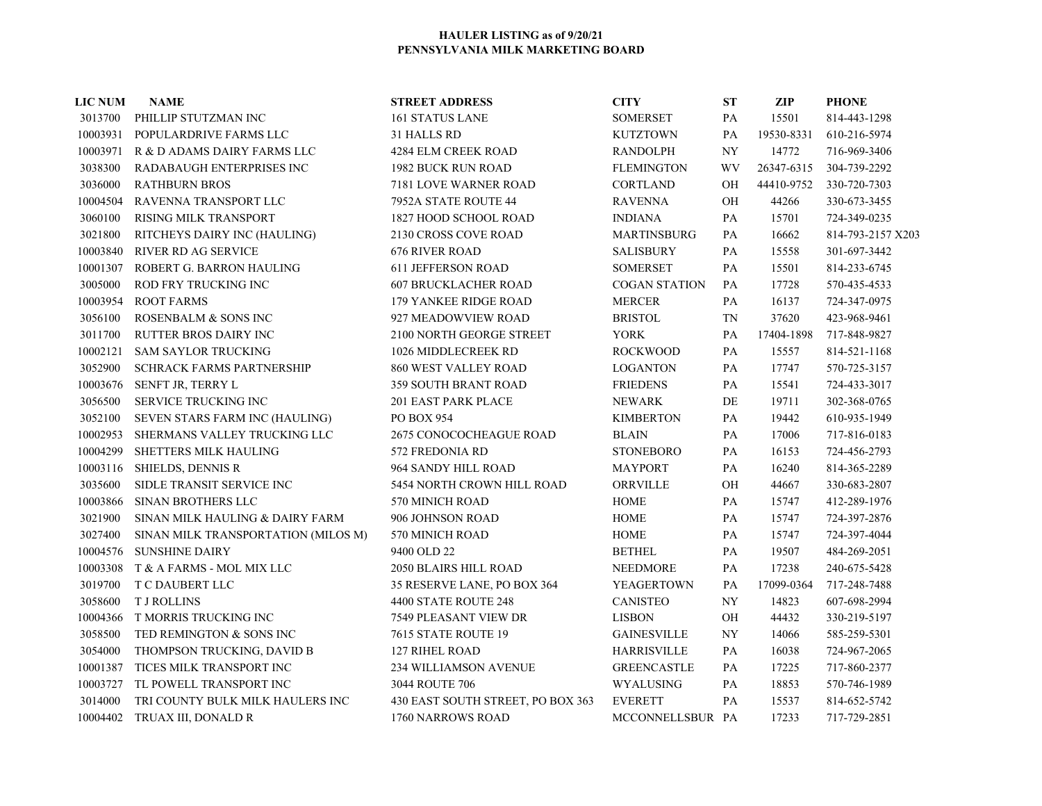**HAULER LISTING as of 9/20/21**
**PENNSYLVANIA MILK MARKETING BOARD**

| LIC NUM | NAME | STREET ADDRESS | CITY | ST | ZIP | PHONE |
|---|---|---|---|---|---|---|
| 3013700 | PHILLIP STUTZMAN INC | 161 STATUS LANE | SOMERSET | PA | 15501 | 814-443-1298 |
| 10003931 | POPULARDRIVE FARMS LLC | 31 HALLS RD | KUTZTOWN | PA | 19530-8331 | 610-216-5974 |
| 10003971 | R & D ADAMS DAIRY FARMS LLC | 4284 ELM CREEK ROAD | RANDOLPH | NY | 14772 | 716-969-3406 |
| 3038300 | RADABAUGH ENTERPRISES INC | 1982 BUCK RUN ROAD | FLEMINGTON | WV | 26347-6315 | 304-739-2292 |
| 3036000 | RATHBURN BROS | 7181 LOVE WARNER ROAD | CORTLAND | OH | 44410-9752 | 330-720-7303 |
| 10004504 | RAVENNA TRANSPORT LLC | 7952A STATE ROUTE 44 | RAVENNA | OH | 44266 | 330-673-3455 |
| 3060100 | RISING MILK TRANSPORT | 1827 HOOD SCHOOL ROAD | INDIANA | PA | 15701 | 724-349-0235 |
| 3021800 | RITCHEYS DAIRY INC (HAULING) | 2130 CROSS COVE ROAD | MARTINSBURG | PA | 16662 | 814-793-2157 X203 |
| 10003840 | RIVER RD AG SERVICE | 676 RIVER ROAD | SALISBURY | PA | 15558 | 301-697-3442 |
| 10001307 | ROBERT G. BARRON HAULING | 611 JEFFERSON ROAD | SOMERSET | PA | 15501 | 814-233-6745 |
| 3005000 | ROD FRY TRUCKING INC | 607 BRUCKLACHER ROAD | COGAN STATION | PA | 17728 | 570-435-4533 |
| 10003954 | ROOT FARMS | 179 YANKEE RIDGE ROAD | MERCER | PA | 16137 | 724-347-0975 |
| 3056100 | ROSENBALM & SONS INC | 927 MEADOWVIEW ROAD | BRISTOL | TN | 37620 | 423-968-9461 |
| 3011700 | RUTTER BROS DAIRY INC | 2100 NORTH GEORGE STREET | YORK | PA | 17404-1898 | 717-848-9827 |
| 10002121 | SAM SAYLOR TRUCKING | 1026 MIDDLECREEK RD | ROCKWOOD | PA | 15557 | 814-521-1168 |
| 3052900 | SCHRACK FARMS PARTNERSHIP | 860 WEST VALLEY ROAD | LOGANTON | PA | 17747 | 570-725-3157 |
| 10003676 | SENFT JR, TERRY L | 359 SOUTH BRANT ROAD | FRIEDENS | PA | 15541 | 724-433-3017 |
| 3056500 | SERVICE TRUCKING INC | 201 EAST PARK PLACE | NEWARK | DE | 19711 | 302-368-0765 |
| 3052100 | SEVEN STARS FARM INC (HAULING) | PO BOX 954 | KIMBERTON | PA | 19442 | 610-935-1949 |
| 10002953 | SHERMANS VALLEY TRUCKING LLC | 2675 CONOCOCHEAGUE ROAD | BLAIN | PA | 17006 | 717-816-0183 |
| 10004299 | SHETTERS MILK HAULING | 572 FREDONIA RD | STONEBORO | PA | 16153 | 724-456-2793 |
| 10003116 | SHIELDS, DENNIS R | 964 SANDY HILL ROAD | MAYPORT | PA | 16240 | 814-365-2289 |
| 3035600 | SIDLE TRANSIT SERVICE INC | 5454 NORTH CROWN HILL ROAD | ORRVILLE | OH | 44667 | 330-683-2807 |
| 10003866 | SINAN BROTHERS LLC | 570 MINICH ROAD | HOME | PA | 15747 | 412-289-1976 |
| 3021900 | SINAN MILK HAULING & DAIRY FARM | 906 JOHNSON ROAD | HOME | PA | 15747 | 724-397-2876 |
| 3027400 | SINAN MILK TRANSPORTATION (MILOS M) | 570 MINICH ROAD | HOME | PA | 15747 | 724-397-4044 |
| 10004576 | SUNSHINE DAIRY | 9400 OLD 22 | BETHEL | PA | 19507 | 484-269-2051 |
| 10003308 | T & A FARMS - MOL MIX LLC | 2050 BLAIRS HILL ROAD | NEEDMORE | PA | 17238 | 240-675-5428 |
| 3019700 | T C DAUBERT LLC | 35 RESERVE LANE, PO BOX 364 | YEAGERTOWN | PA | 17099-0364 | 717-248-7488 |
| 3058600 | T J ROLLINS | 4400 STATE ROUTE 248 | CANISTEO | NY | 14823 | 607-698-2994 |
| 10004366 | T MORRIS TRUCKING INC | 7549 PLEASANT VIEW DR | LISBON | OH | 44432 | 330-219-5197 |
| 3058500 | TED REMINGTON & SONS INC | 7615 STATE ROUTE 19 | GAINESVILLE | NY | 14066 | 585-259-5301 |
| 3054000 | THOMPSON TRUCKING, DAVID B | 127 RIHEL ROAD | HARRISVILLE | PA | 16038 | 724-967-2065 |
| 10001387 | TICES MILK TRANSPORT INC | 234 WILLIAMSON AVENUE | GREENCASTLE | PA | 17225 | 717-860-2377 |
| 10003727 | TL POWELL TRANSPORT INC | 3044 ROUTE 706 | WYALUSING | PA | 18853 | 570-746-1989 |
| 3014000 | TRI COUNTY BULK MILK HAULERS INC | 430 EAST SOUTH STREET, PO BOX 363 | EVERETT | PA | 15537 | 814-652-5742 |
| 10004402 | TRUAX III, DONALD R | 1760 NARROWS ROAD | MCCONNELLSBUR | PA | 17233 | 717-729-2851 |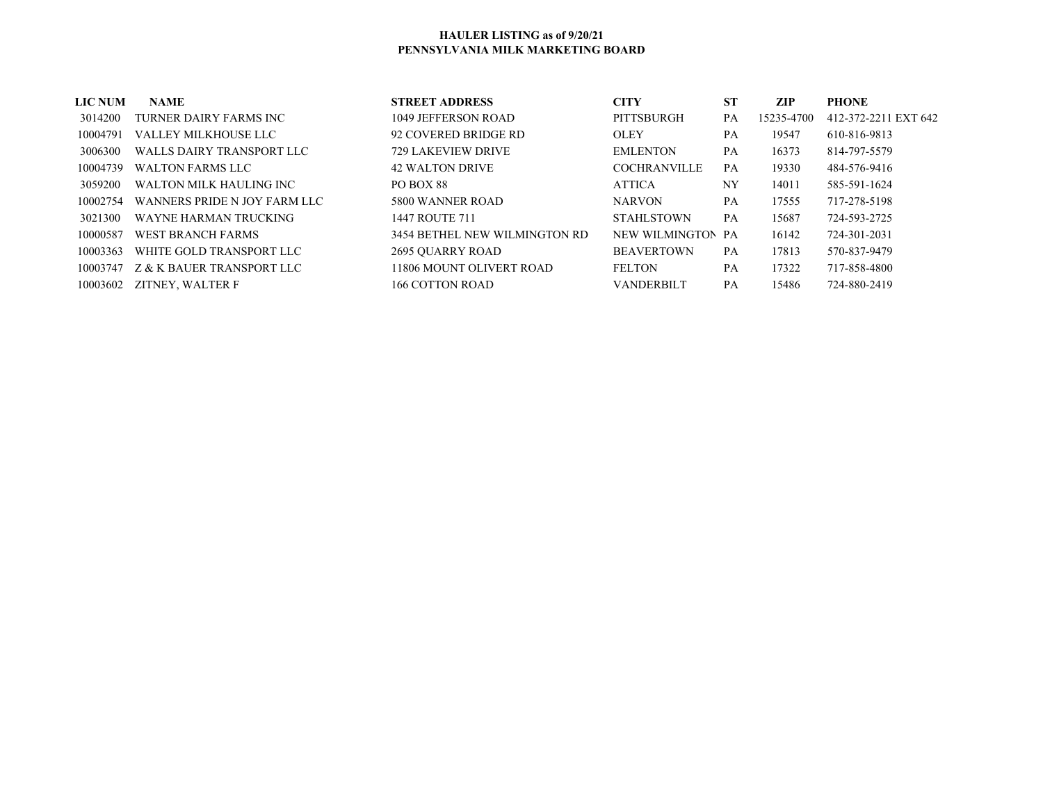**HAULER LISTING as of 9/20/21**
**PENNSYLVANIA MILK MARKETING BOARD**

| LIC NUM | NAME | STREET ADDRESS | CITY | ST | ZIP | PHONE |
|---|---|---|---|---|---|---|
| 3014200 | TURNER DAIRY FARMS INC | 1049 JEFFERSON ROAD | PITTSBURGH | PA | 15235-4700 | 412-372-2211 EXT 642 |
| 10004791 | VALLEY MILKHOUSE LLC | 92 COVERED BRIDGE RD | OLEY | PA | 19547 | 610-816-9813 |
| 3006300 | WALLS DAIRY TRANSPORT LLC | 729 LAKEVIEW DRIVE | EMLENTON | PA | 16373 | 814-797-5579 |
| 10004739 | WALTON FARMS LLC | 42 WALTON DRIVE | COCHRANVILLE | PA | 19330 | 484-576-9416 |
| 3059200 | WALTON MILK HAULING INC | PO BOX 88 | ATTICA | NY | 14011 | 585-591-1624 |
| 10002754 | WANNERS PRIDE N JOY FARM LLC | 5800 WANNER ROAD | NARVON | PA | 17555 | 717-278-5198 |
| 3021300 | WAYNE HARMAN TRUCKING | 1447 ROUTE 711 | STAHLSTOWN | PA | 15687 | 724-593-2725 |
| 10000587 | WEST BRANCH FARMS | 3454 BETHEL NEW WILMINGTON RD | NEW WILMINGTON | PA | 16142 | 724-301-2031 |
| 10003363 | WHITE GOLD TRANSPORT LLC | 2695 QUARRY ROAD | BEAVERTOWN | PA | 17813 | 570-837-9479 |
| 10003747 | Z & K BAUER TRANSPORT LLC | 11806 MOUNT OLIVERT ROAD | FELTON | PA | 17322 | 717-858-4800 |
| 10003602 | ZITNEY, WALTER F | 166 COTTON ROAD | VANDERBILT | PA | 15486 | 724-880-2419 |